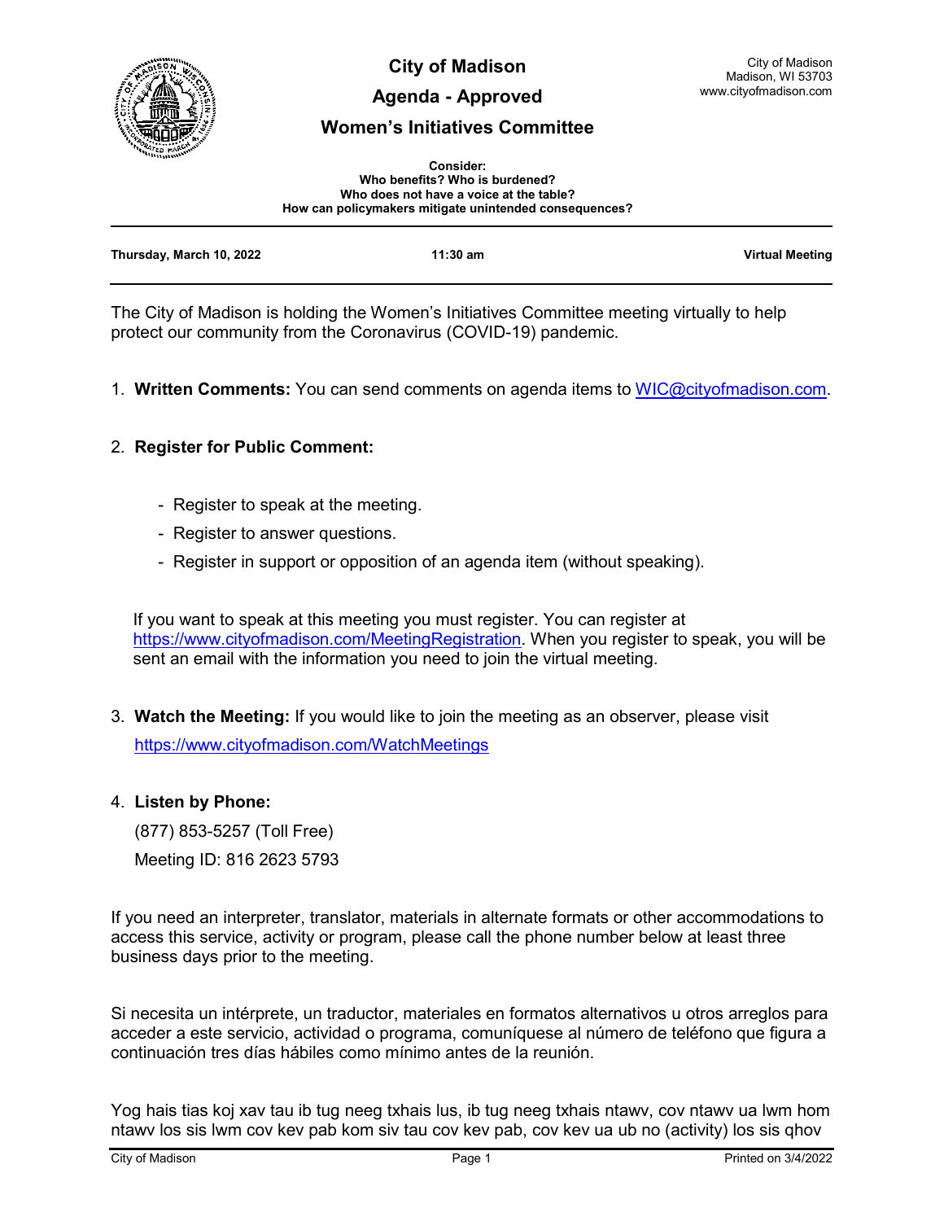# City of Madison

## Agenda - Approved

## Women's Initiatives Committee

City of Madison
Madison, WI 53703
www.cityofmadison.com

**Consider:**
**Who benefits? Who is burdened?**
**Who does not have a voice at the table?**
**How can policymakers mitigate unintended consequences?**

---

**Thursday, March 10, 2022** | **11:30 am** | **Virtual Meeting**

---

The City of Madison is holding the Women's Initiatives Committee meeting virtually to help protect our community from the Coronavirus (COVID-19) pandemic.

1. **Written Comments:** You can send comments on agenda items to WIC@cityofmadison.com.

2. **Register for Public Comment:**

   - Register to speak at the meeting.
   - Register to answer questions.
   - Register in support or opposition of an agenda item (without speaking).

   If you want to speak at this meeting you must register. You can register at https://www.cityofmadison.com/MeetingRegistration. When you register to speak, you will be sent an email with the information you need to join the virtual meeting.

3. **Watch the Meeting:** If you would like to join the meeting as an observer, please visit https://www.cityofmadison.com/WatchMeetings

4. **Listen by Phone:**

   (877) 853-5257 (Toll Free)

   Meeting ID: 816 2623 5793

If you need an interpreter, translator, materials in alternate formats or other accommodations to access this service, activity or program, please call the phone number below at least three business days prior to the meeting.

Si necesita un intérprete, un traductor, materiales en formatos alternativos u otros arreglos para acceder a este servicio, actividad o programa, comuníquese al número de teléfono que figura a continuación tres días hábiles como mínimo antes de la reunión.

Yog hais tias koj xav tau ib tug neeg txhais lus, ib tug neeg txhais ntawv, cov ntawv ua lwm hom ntawv los sis lwm cov kev pab kom siv tau cov kev pab, cov kev ua ub no (activity) los sis qhov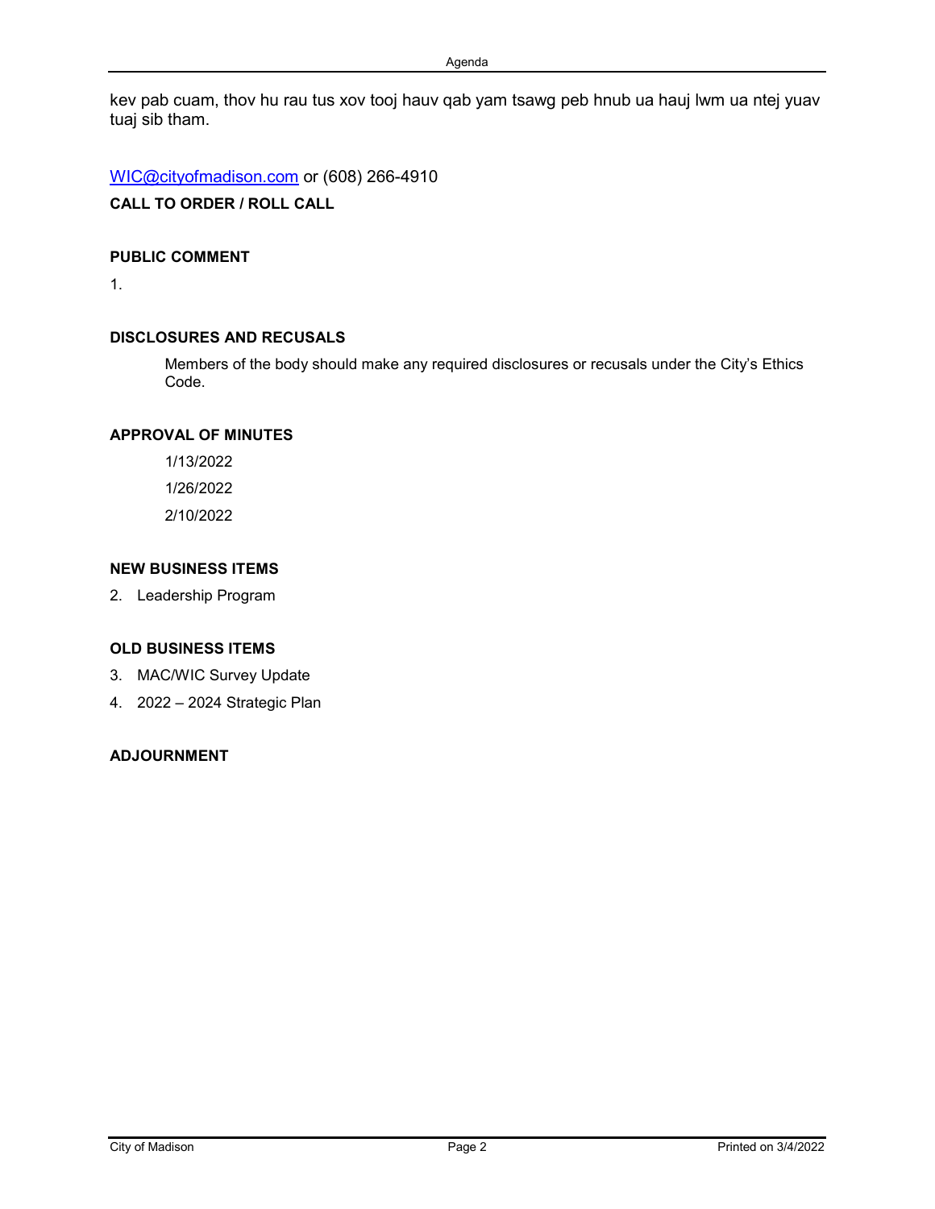kev pab cuam, thov hu rau tus xov tooj hauv qab yam tsawg peb hnub ua hauj lwm ua ntej yuav tuaj sib tham.

WIC@cityofmadison.com or (608) 266-4910

**CALL TO ORDER / ROLL CALL**

**PUBLIC COMMENT**

1.

**DISCLOSURES AND RECUSALS**

Members of the body should make any required disclosures or recusals under the City's Ethics Code.

**APPROVAL OF MINUTES**

1/13/2022

1/26/2022

2/10/2022

**NEW BUSINESS ITEMS**

2. Leadership Program

**OLD BUSINESS ITEMS**

3. MAC/WIC Survey Update
4. 2022 – 2024 Strategic Plan

**ADJOURNMENT**